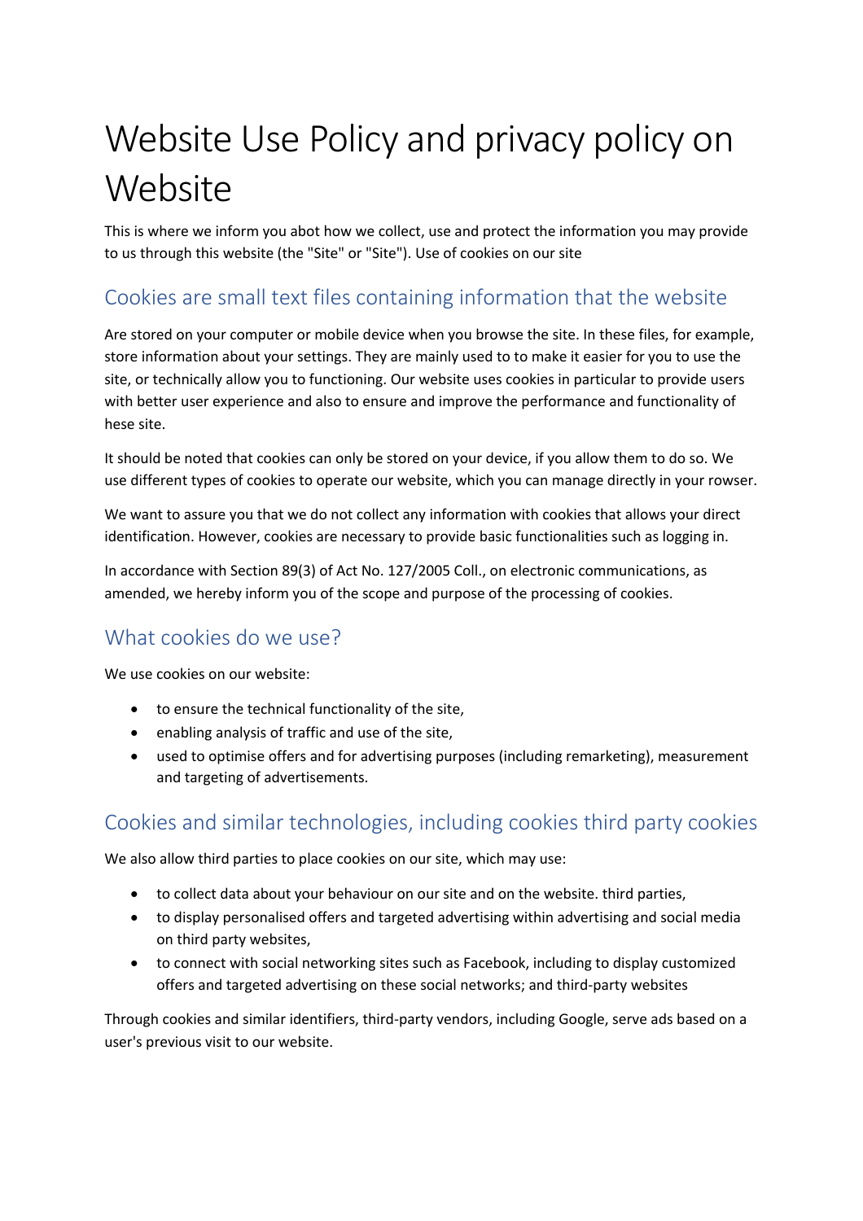# Website Use Policy and privacy policy on Website

This is where we inform you abot how we collect, use and protect the information you may provide to us through this website (the "Site" or "Site"). Use of cookies on our site

## Cookies are small text files containing information that the website

Are stored on your computer or mobile device when you browse the site. In these files, for example, store information about your settings. They are mainly used to to make it easier for you to use the site, or technically allow you to functioning. Our website uses cookies in particular to provide users with better user experience and also to ensure and improve the performance and functionality of hese site.

It should be noted that cookies can only be stored on your device, if you allow them to do so. We use different types of cookies to operate our website, which you can manage directly in your rowser.

We want to assure you that we do not collect any information with cookies that allows your direct identification. However, cookies are necessary to provide basic functionalities such as logging in.

In accordance with Section 89(3) of Act No. 127/2005 Coll., on electronic communications, as amended, we hereby inform you of the scope and purpose of the processing of cookies.

## What cookies do we use?

We use cookies on our website:

- to ensure the technical functionality of the site,
- enabling analysis of traffic and use of the site,
- used to optimise offers and for advertising purposes (including remarketing), measurement and targeting of advertisements.

## Cookies and similar technologies, including cookies third party cookies

We also allow third parties to place cookies on our site, which may use:

- to collect data about your behaviour on our site and on the website. third parties,
- to display personalised offers and targeted advertising within advertising and social media on third party websites,
- to connect with social networking sites such as Facebook, including to display customized offers and targeted advertising on these social networks; and third-party websites

Through cookies and similar identifiers, third-party vendors, including Google, serve ads based on a user's previous visit to our website.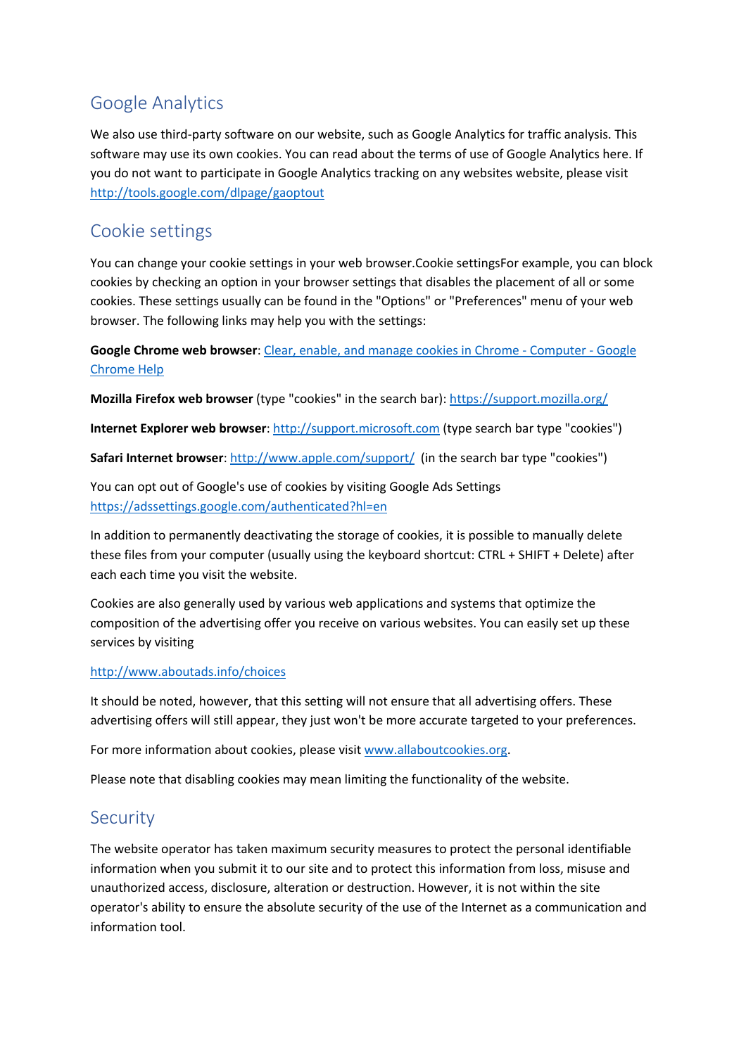## Google Analytics

We also use third-party software on our website, such as Google Analytics for traffic analysis. This software may use its own cookies. You can read about the terms of use of Google Analytics here. If you do not want to participate in Google Analytics tracking on any websites website, please visit http://tools.google.com/dlpage/gaoptout

## Cookie settings

You can change your cookie settings in your web browser.Cookie settingsFor example, you can block cookies by checking an option in your browser settings that disables the placement of all or some cookies. These settings usually can be found in the "Options" or "Preferences" menu of your web browser. The following links may help you with the settings:

**Google Chrome web browser**: Clear, enable, and manage cookies in Chrome - Computer - Google Chrome Help

**Mozilla Firefox web browser** (type "cookies" in the search bar): https://support.mozilla.org/

**Internet Explorer web browser**: http://support.microsoft.com (type search bar type "cookies")

**Safari Internet browser**: http://www.apple.com/support/ (in the search bar type "cookies")

You can opt out of Google's use of cookies by visiting Google Ads Settings https://adssettings.google.com/authenticated?hl=en

In addition to permanently deactivating the storage of cookies, it is possible to manually delete these files from your computer (usually using the keyboard shortcut: CTRL + SHIFT + Delete) after each each time you visit the website.

Cookies are also generally used by various web applications and systems that optimize the composition of the advertising offer you receive on various websites. You can easily set up these services by visiting

http://www.aboutads.info/choices

It should be noted, however, that this setting will not ensure that all advertising offers. These advertising offers will still appear, they just won't be more accurate targeted to your preferences.

For more information about cookies, please visit www.allaboutcookies.org.

Please note that disabling cookies may mean limiting the functionality of the website.

## Security

The website operator has taken maximum security measures to protect the personal identifiable information when you submit it to our site and to protect this information from loss, misuse and unauthorized access, disclosure, alteration or destruction. However, it is not within the site operator's ability to ensure the absolute security of the use of the Internet as a communication and information tool.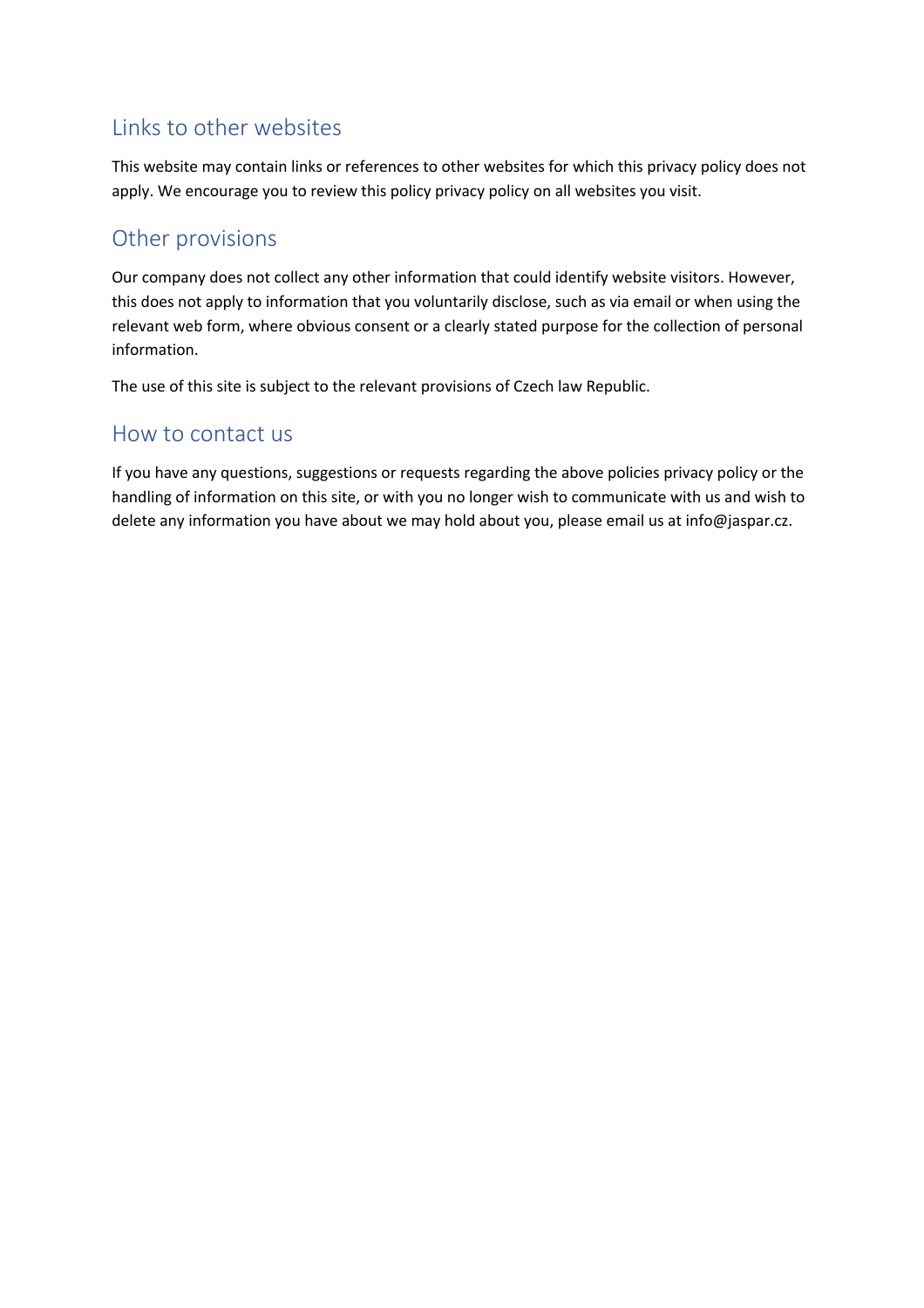## Links to other websites

This website may contain links or references to other websites for which this privacy policy does not apply. We encourage you to review this policy privacy policy on all websites you visit.

## Other provisions

Our company does not collect any other information that could identify website visitors. However, this does not apply to information that you voluntarily disclose, such as via email or when using the relevant web form, where obvious consent or a clearly stated purpose for the collection of personal information.

The use of this site is subject to the relevant provisions of Czech law Republic.

## How to contact us

If you have any questions, suggestions or requests regarding the above policies privacy policy or the handling of information on this site, or with you no longer wish to communicate with us and wish to delete any information you have about we may hold about you, please email us at info@jaspar.cz.